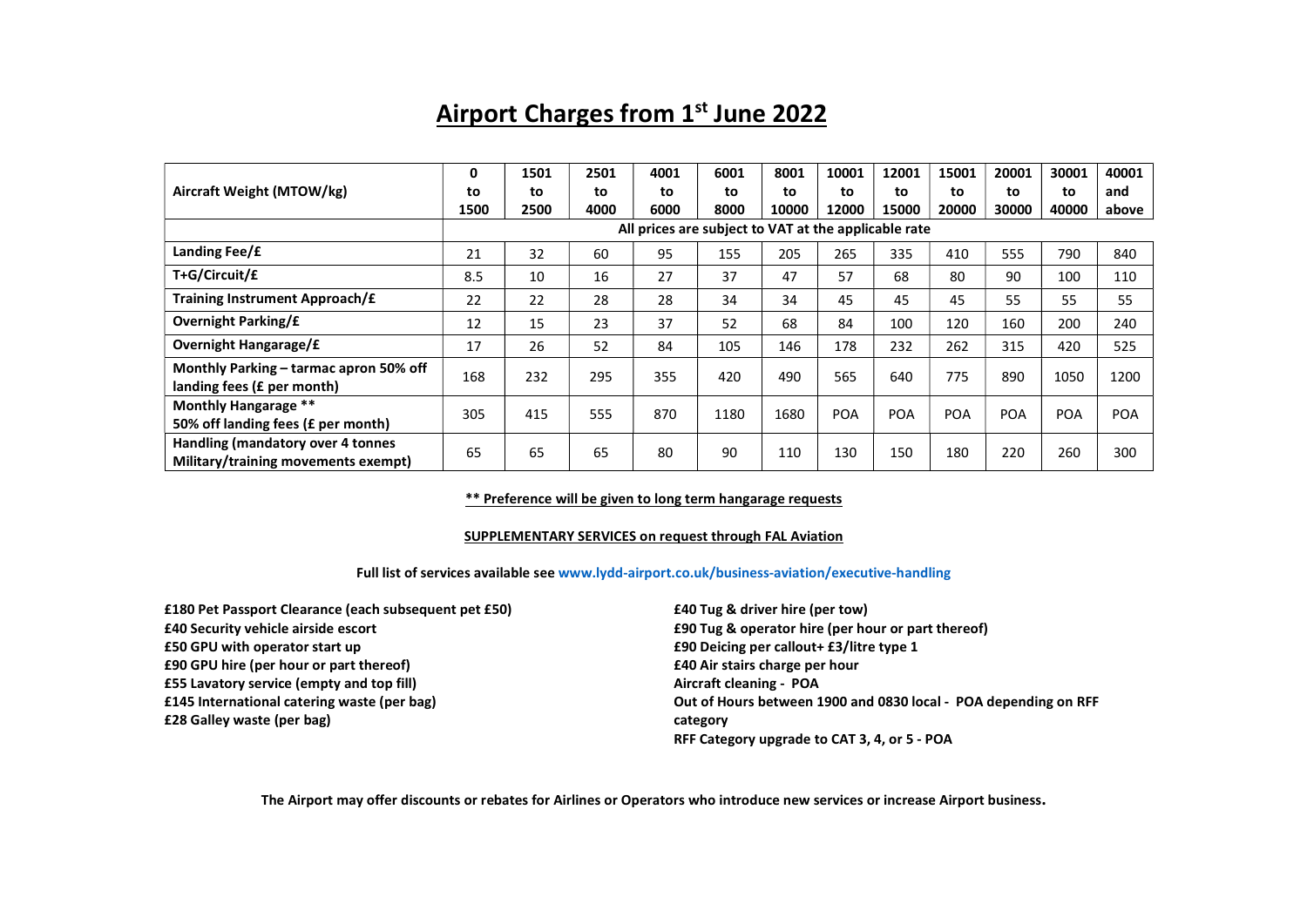# Airport Charges from 1st June 2022

| Aircraft Weight (MTOW/kg) | 0 to 1500 | 1501 to 2500 | 2501 to 4000 | 4001 to 6000 | 6001 to 8000 | 8001 to 10000 | 10001 to 12000 | 12001 to 15000 | 15001 to 20000 | 20001 to 30000 | 30001 to 40000 | 40001 and above |
|---|---|---|---|---|---|---|---|---|---|---|---|---|
| | **All prices are subject to VAT at the applicable rate** | | | | | | | | | | | |
| **Landing Fee/£** | 21 | 32 | 60 | 95 | 155 | 205 | 265 | 335 | 410 | 555 | 790 | 840 |
| **T+G/Circuit/£** | 8.5 | 10 | 16 | 27 | 37 | 47 | 57 | 68 | 80 | 90 | 100 | 110 |
| **Training Instrument Approach/£** | 22 | 22 | 28 | 28 | 34 | 34 | 45 | 45 | 45 | 55 | 55 | 55 |
| **Overnight Parking/£** | 12 | 15 | 23 | 37 | 52 | 68 | 84 | 100 | 120 | 160 | 200 | 240 |
| **Overnight Hangarage/£** | 17 | 26 | 52 | 84 | 105 | 146 | 178 | 232 | 262 | 315 | 420 | 525 |
| **Monthly Parking – tarmac apron 50% off landing fees (£ per month)** | 168 | 232 | 295 | 355 | 420 | 490 | 565 | 640 | 775 | 890 | 1050 | 1200 |
| **Monthly Hangarage \*\* 50% off landing fees (£ per month)** | 305 | 415 | 555 | 870 | 1180 | 1680 | POA | POA | POA | POA | POA | POA |
| **Handling (mandatory over 4 tonnes Military/training movements exempt)** | 65 | 65 | 65 | 80 | 90 | 110 | 130 | 150 | 180 | 220 | 260 | 300 |

**\*\* Preference will be given to long term hangarage requests**

**SUPPLEMENTARY SERVICES on request through FAL Aviation**

**Full list of services available see www.lydd-airport.co.uk/business-aviation/executive-handling**

**£180 Pet Passport Clearance (each subsequent pet £50)**
**£40 Security vehicle airside escort**
**£50 GPU with operator start up**
**£90 GPU hire (per hour or part thereof)**
**£55 Lavatory service (empty and top fill)**
**£145 International catering waste (per bag)**
**£28 Galley waste (per bag)**

**£40 Tug & driver hire (per tow)**
**£90 Tug & operator hire (per hour or part thereof)**
**£90 Deicing per callout+ £3/litre type 1**
**£40 Air stairs charge per hour**
**Aircraft cleaning - POA**
**Out of Hours between 1900 and 0830 local - POA depending on RFF category**
**RFF Category upgrade to CAT 3, 4, or 5 - POA**

**The Airport may offer discounts or rebates for Airlines or Operators who introduce new services or increase Airport business.**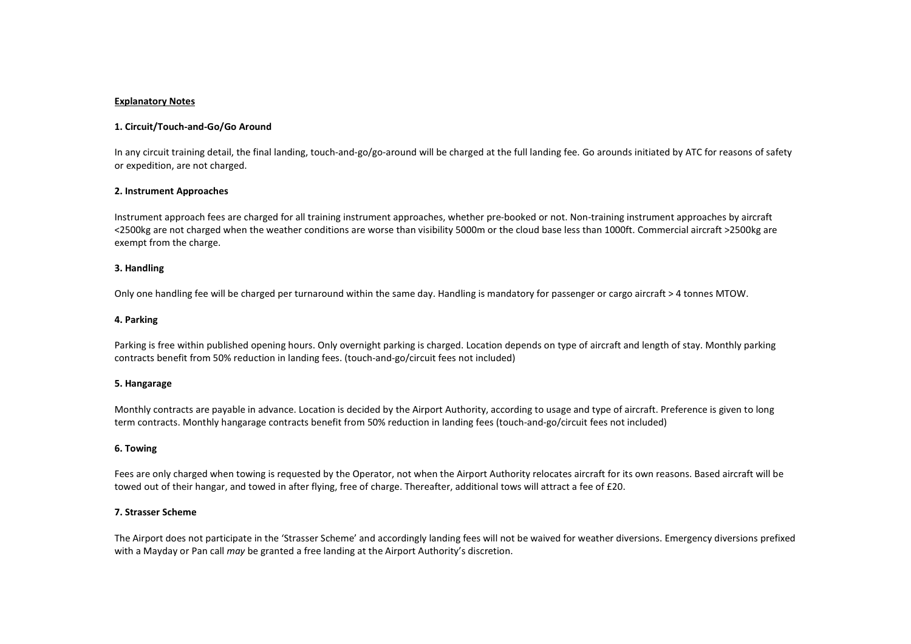**<u>Explanatory Notes</u>**

**1. Circuit/Touch-and-Go/Go Around**

In any circuit training detail, the final landing, touch-and-go/go-around will be charged at the full landing fee. Go arounds initiated by ATC for reasons of safety or expedition, are not charged.

**2. Instrument Approaches**

Instrument approach fees are charged for all training instrument approaches, whether pre-booked or not. Non-training instrument approaches by aircraft <2500kg are not charged when the weather conditions are worse than visibility 5000m or the cloud base less than 1000ft. Commercial aircraft >2500kg are exempt from the charge.

**3. Handling**

Only one handling fee will be charged per turnaround within the same day. Handling is mandatory for passenger or cargo aircraft > 4 tonnes MTOW.

**4. Parking**

Parking is free within published opening hours. Only overnight parking is charged. Location depends on type of aircraft and length of stay. Monthly parking contracts benefit from 50% reduction in landing fees. (touch-and-go/circuit fees not included)

**5. Hangarage**

Monthly contracts are payable in advance. Location is decided by the Airport Authority, according to usage and type of aircraft. Preference is given to long term contracts. Monthly hangarage contracts benefit from 50% reduction in landing fees (touch-and-go/circuit fees not included)

**6. Towing**

Fees are only charged when towing is requested by the Operator, not when the Airport Authority relocates aircraft for its own reasons. Based aircraft will be towed out of their hangar, and towed in after flying, free of charge. Thereafter, additional tows will attract a fee of £20.

**7. Strasser Scheme**

The Airport does not participate in the 'Strasser Scheme' and accordingly landing fees will not be waived for weather diversions. Emergency diversions prefixed with a Mayday or Pan call *may* be granted a free landing at the Airport Authority's discretion.